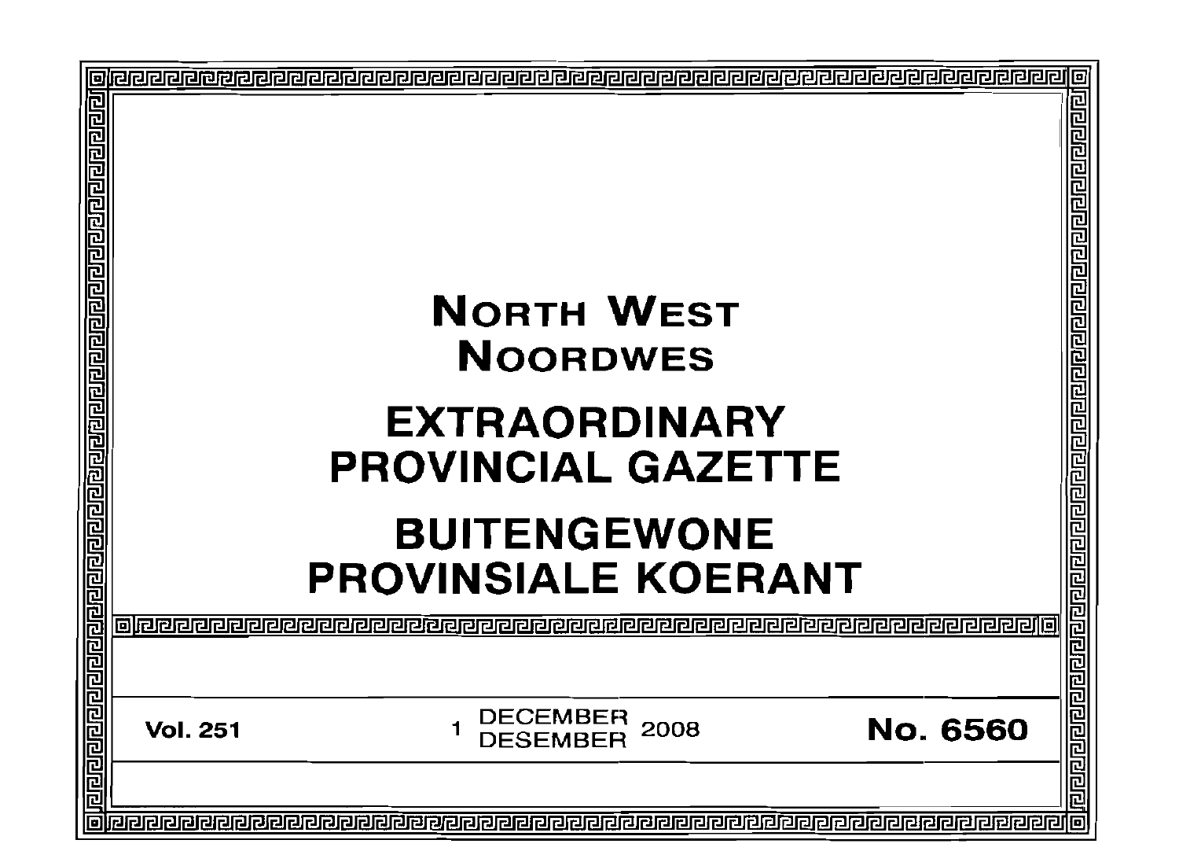# NORTH WEST
# NOORDWES

# EXTRAORDINARY PROVINCIAL GAZETTE

# BUITENGEWONE PROVINSIALE KOERANT

**Vol. 251** 1 DECEMBER / DESEMBER 2008 **No. 6560**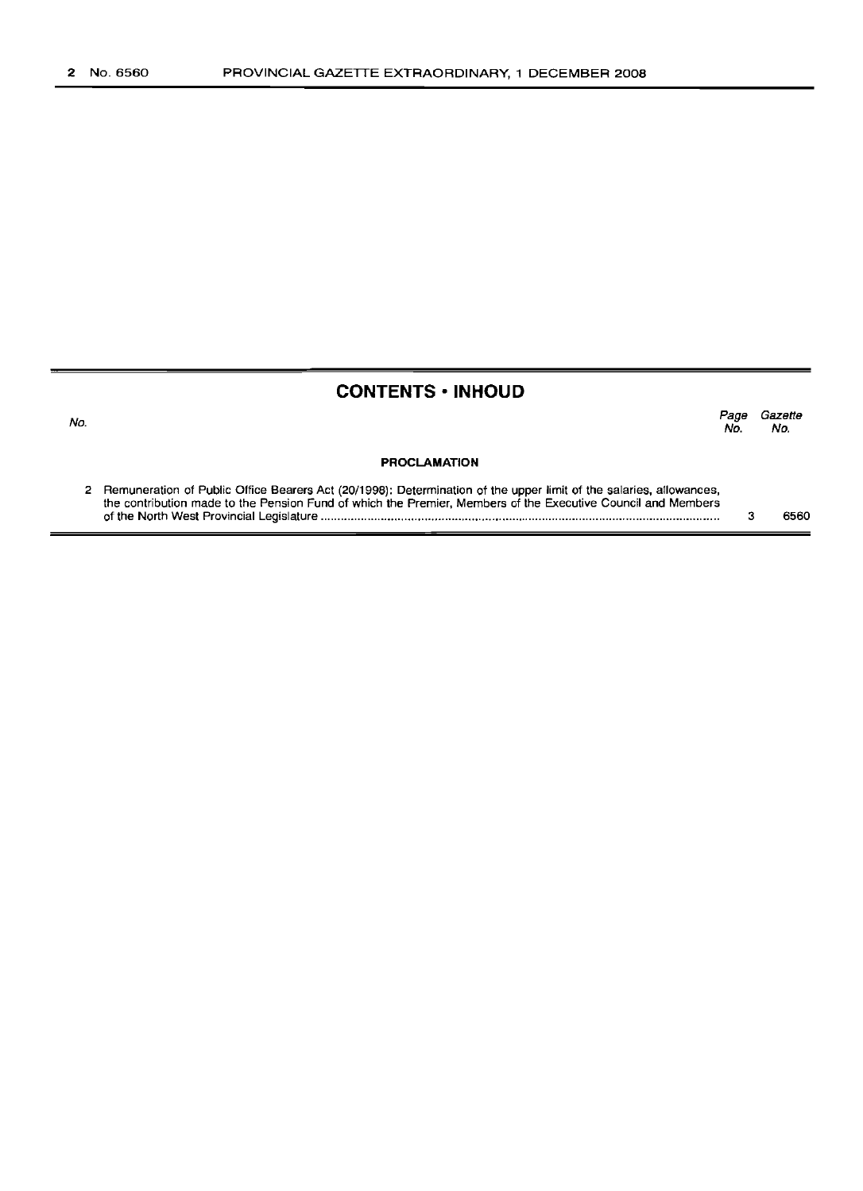## CONTENTS • INHOUD

| No. | | Page No. | Gazette No. |
|---|---|---|---|
| | **PROCLAMATION** | | |
| 2 | Remuneration of Public Office Bearers Act (20/1998): Determination of the upper limit of the salaries, allowances, the contribution made to the Pension Fund of which the Premier, Members of the Executive Council and Members of the North West Provincial Legislature | 3 | 6560 |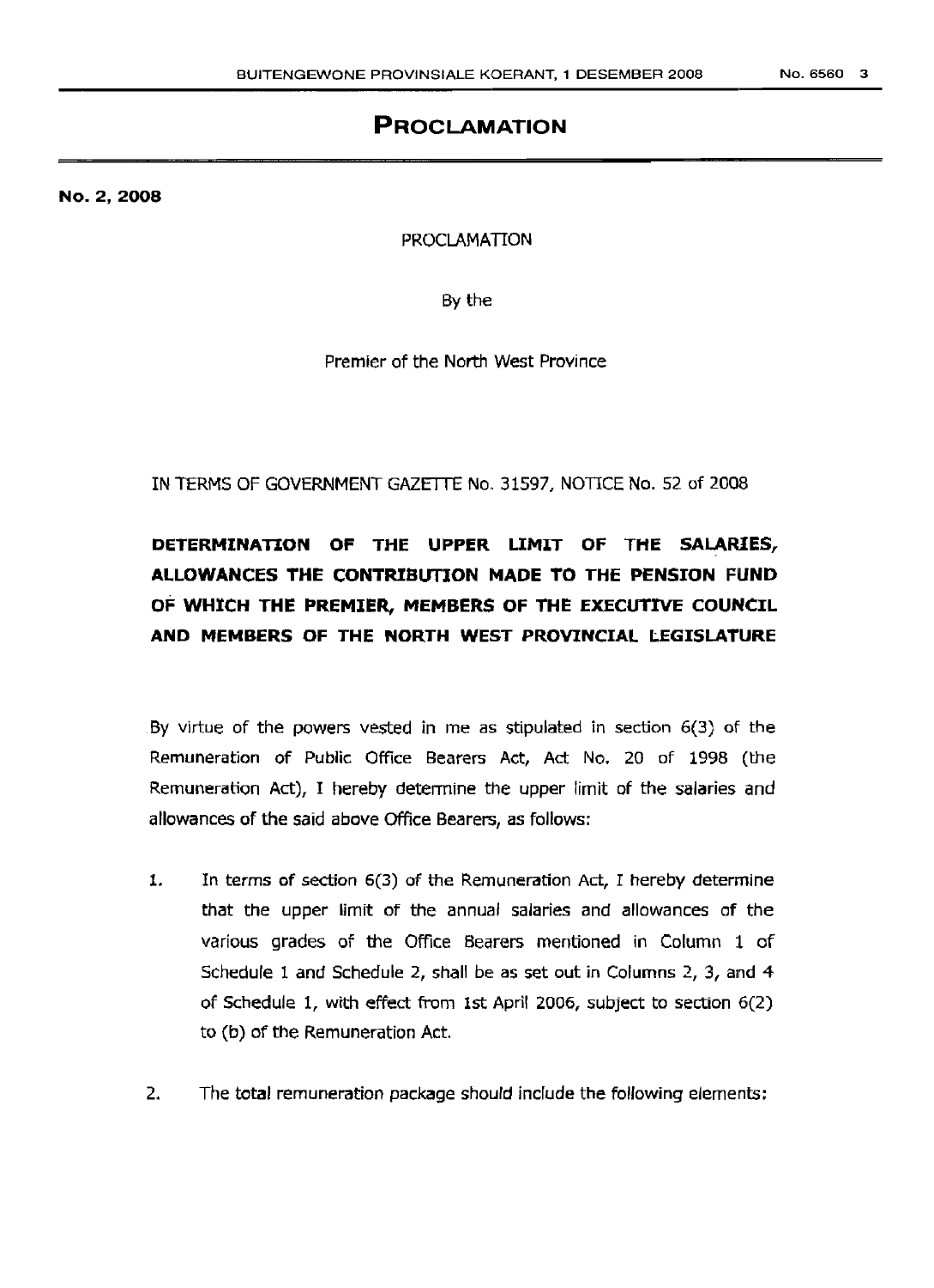# PROCLAMATION

**No. 2, 2008**

PROCLAMATION

By the

Premier of the North West Province

IN TERMS OF GOVERNMENT GAZETTE No. 31597, NOTICE No. 52 of 2008

## DETERMINATION OF THE UPPER LIMIT OF THE SALARIES, ALLOWANCES THE CONTRIBUTION MADE TO THE PENSION FUND OF WHICH THE PREMIER, MEMBERS OF THE EXECUTIVE COUNCIL AND MEMBERS OF THE NORTH WEST PROVINCIAL LEGISLATURE

By virtue of the powers vested in me as stipulated in section 6(3) of the Remuneration of Public Office Bearers Act, Act No. 20 of 1998 (the Remuneration Act), I hereby determine the upper limit of the salaries and allowances of the said above Office Bearers, as follows:

1. In terms of section 6(3) of the Remuneration Act, I hereby determine that the upper limit of the annual salaries and allowances of the various grades of the Office Bearers mentioned in Column 1 of Schedule 1 and Schedule 2, shall be as set out in Columns 2, 3, and 4 of Schedule 1, with effect from 1st April 2006, subject to section 6(2) to (b) of the Remuneration Act.

2. The total remuneration package should include the following elements: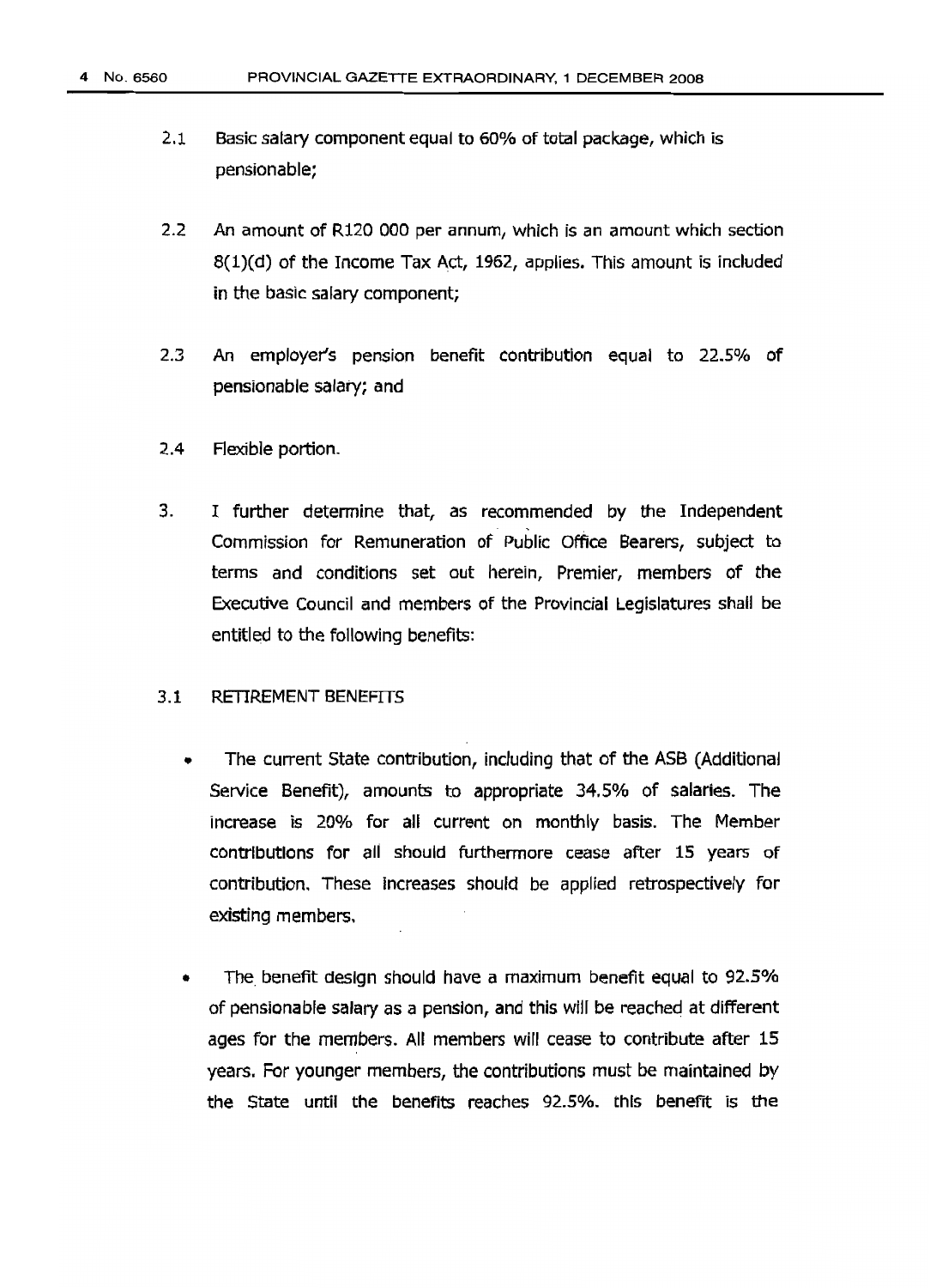2.1 Basic salary component equal to 60% of total package, which is pensionable;

2.2 An amount of R120 000 per annum, which is an amount which section 8(1)(d) of the Income Tax Act, 1962, applies. This amount is included in the basic salary component;

2.3 An employer's pension benefit contribution equal to 22.5% of pensionable salary; and

2.4 Flexible portion.

3. I further determine that, as recommended by the Independent Commission for Remuneration of Public Office Bearers, subject to terms and conditions set out herein, Premier, members of the Executive Council and members of the Provincial Legislatures shall be entitled to the following benefits:

3.1 RETIREMENT BENEFITS

- The current State contribution, including that of the ASB (Additional Service Benefit), amounts to appropriate 34.5% of salaries. The increase is 20% for all current on monthly basis. The Member contributions for all should furthermore cease after 15 years of contribution. These increases should be applied retrospectively for existing members.

- The benefit design should have a maximum benefit equal to 92.5% of pensionable salary as a pension, and this will be reached at different ages for the members. All members will cease to contribute after 15 years. For younger members, the contributions must be maintained by the State until the benefits reaches 92.5%. this benefit is the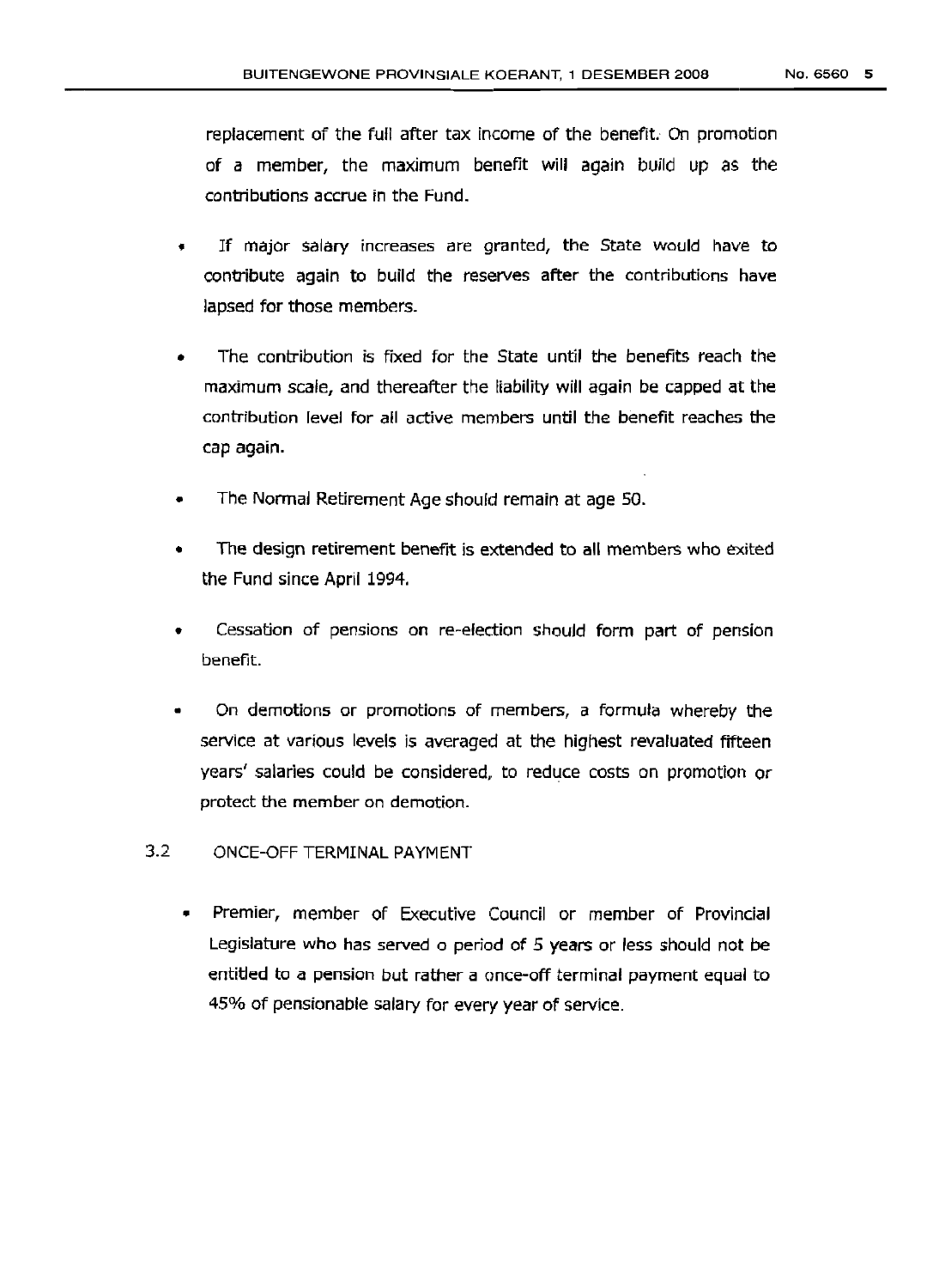replacement of the full after tax income of the benefit. On promotion of a member, the maximum benefit will again build up as the contributions accrue in the Fund.

- If major salary increases are granted, the State would have to contribute again to build the reserves after the contributions have lapsed for those members.
- The contribution is fixed for the State until the benefits reach the maximum scale, and thereafter the liability will again be capped at the contribution level for all active members until the benefit reaches the cap again.
- The Normal Retirement Age should remain at age 50.
- The design retirement benefit is extended to all members who exited the Fund since April 1994.
- Cessation of pensions on re-election should form part of pension benefit.
- On demotions or promotions of members, a formula whereby the service at various levels is averaged at the highest revaluated fifteen years' salaries could be considered, to reduce costs on promotion or protect the member on demotion.

3.2 ONCE-OFF TERMINAL PAYMENT

- Premier, member of Executive Council or member of Provincial Legislature who has served o period of 5 years or less should not be entitled to a pension but rather a once-off terminal payment equal to 45% of pensionable salary for every year of service.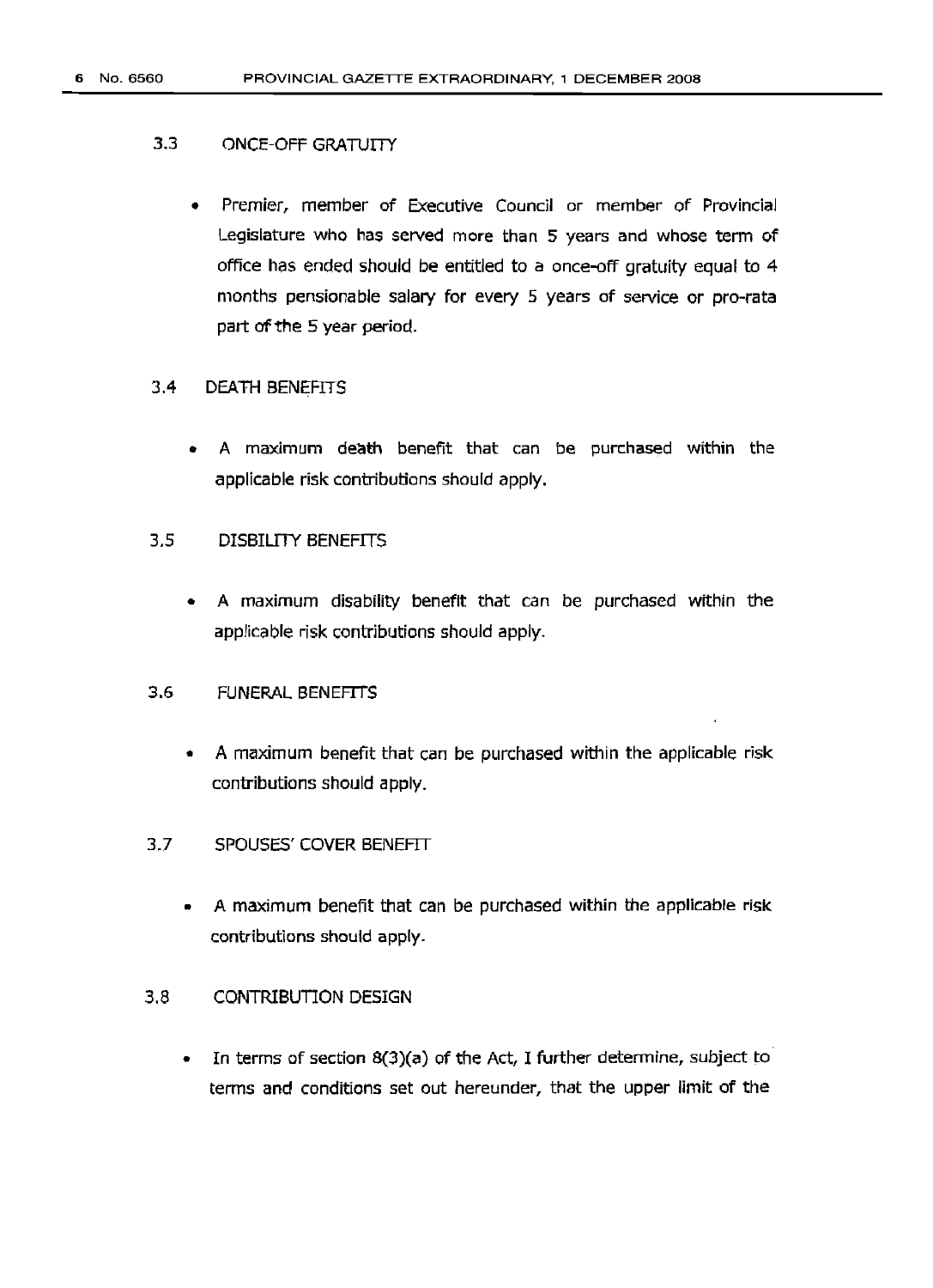### 3.3 ONCE-OFF GRATUITY

- Premier, member of Executive Council or member of Provincial Legislature who has served more than 5 years and whose term of office has ended should be entitled to a once-off gratuity equal to 4 months pensionable salary for every 5 years of service or pro-rata part of the 5 year period.

### 3.4 DEATH BENEFITS

- A maximum death benefit that can be purchased within the applicable risk contributions should apply.

### 3.5 DISBILITY BENEFITS

- A maximum disability benefit that can be purchased within the applicable risk contributions should apply.

### 3.6 FUNERAL BENEFITS

- A maximum benefit that can be purchased within the applicable risk contributions should apply.

### 3.7 SPOUSES' COVER BENEFIT

- A maximum benefit that can be purchased within the applicable risk contributions should apply.

### 3.8 CONTRIBUTION DESIGN

- In terms of section 8(3)(a) of the Act, I further determine, subject to terms and conditions set out hereunder, that the upper limit of the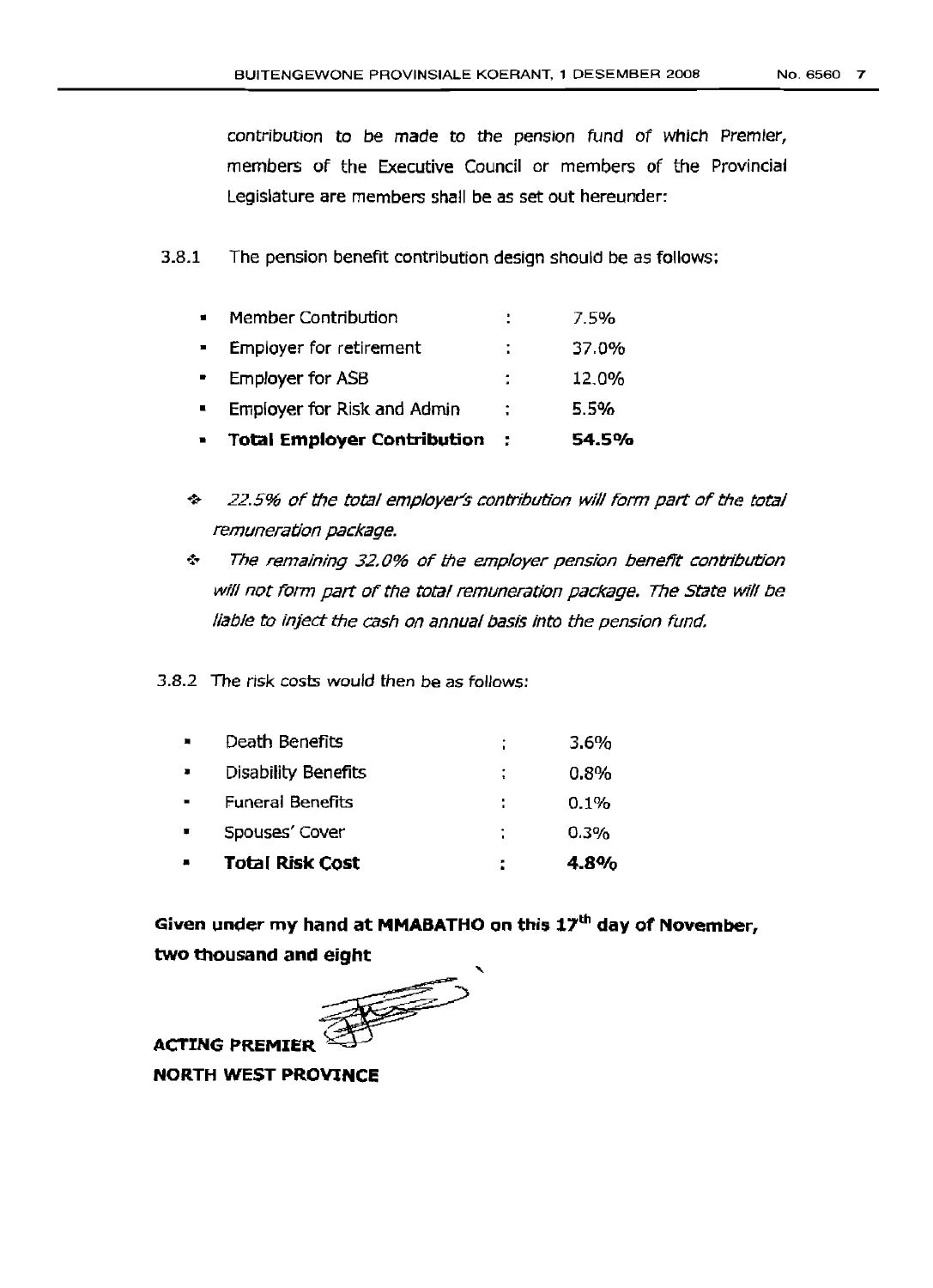contribution to be made to the pension fund of which Premier, members of the Executive Council or members of the Provincial Legislature are members shall be as set out hereunder:

3.8.1 The pension benefit contribution design should be as follows:

- Member Contribution : 7.5%
- Employer for retirement : 37.0%
- Employer for ASB : 12.0%
- Employer for Risk and Admin : 5.5%
- **Total Employer Contribution : 54.5%**

- *22.5% of the total employer's contribution will form part of the total remuneration package.*
- *The remaining 32.0% of the employer pension benefit contribution will not form part of the total remuneration package. The State will be liable to inject the cash on annual basis into the pension fund.*

3.8.2 The risk costs would then be as follows:

- Death Benefits : 3.6%
- Disability Benefits : 0.8%
- Funeral Benefits : 0.1%
- Spouses' Cover : 0.3%
- **Total Risk Cost : 4.8%**

**Given under my hand at MMABATHO on this 17th day of November, two thousand and eight**

**ACTING PREMIER**

**NORTH WEST PROVINCE**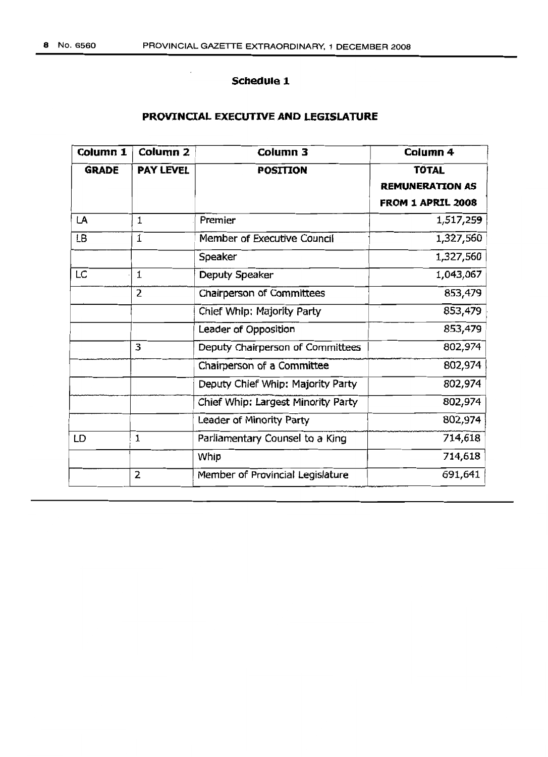## Schedule 1

## PROVINCIAL EXECUTIVE AND LEGISLATURE

| Column 1 | Column 2 | Column 3 | Column 4 |
|---|---|---|---|
| **GRADE** | **PAY LEVEL** | **POSITION** | **TOTAL REMUNERATION AS FROM 1 APRIL 2008** |
| LA | 1 | Premier | 1,517,259 |
| LB | 1 | Member of Executive Council | 1,327,560 |
| | | Speaker | 1,327,560 |
| LC | 1 | Deputy Speaker | 1,043,067 |
| | 2 | Chairperson of Committees | 853,479 |
| | | Chief Whip: Majority Party | 853,479 |
| | | Leader of Opposition | 853,479 |
| | 3 | Deputy Chairperson of Committees | 802,974 |
| | | Chairperson of a Committee | 802,974 |
| | | Deputy Chief Whip: Majority Party | 802,974 |
| | | Chief Whip: Largest Minority Party | 802,974 |
| | | Leader of Minority Party | 802,974 |
| LD | 1 | Parliamentary Counsel to a King | 714,618 |
| | | Whip | 714,618 |
| | 2 | Member of Provincial Legislature | 691,641 |